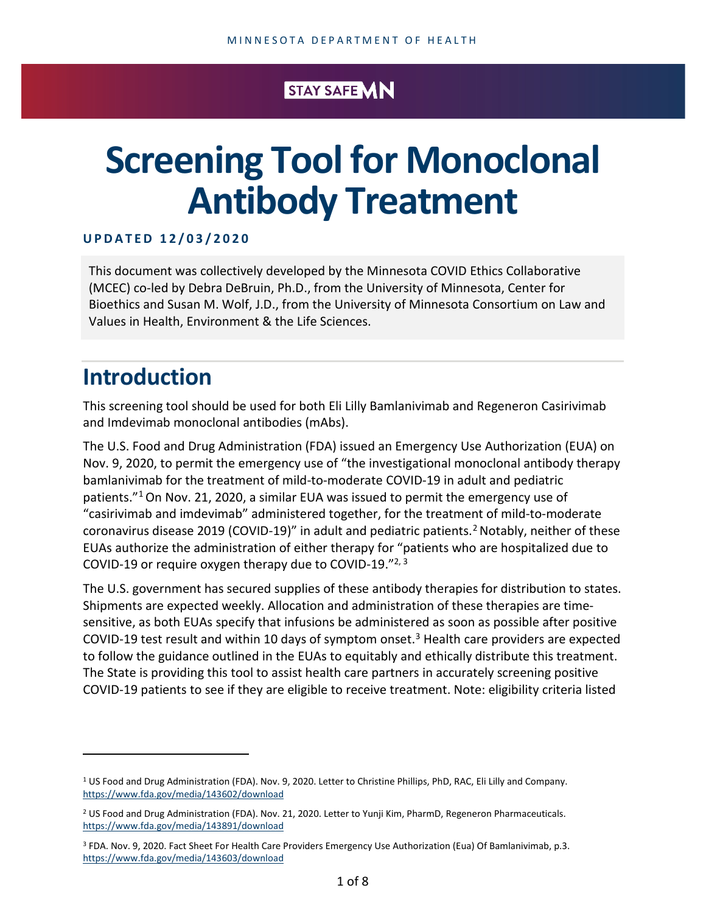MINNESOTA DEPARTMENT OF HEALTH

STAY SAFE MN

# Screening Tool for Monoclonal Antibody Treatment

**UPDATED 12/03/2020**

This document was collectively developed by the Minnesota COVID Ethics Collaborative (MCEC) co-led by Debra DeBruin, Ph.D., from the University of Minnesota, Center for Bioethics and Susan M. Wolf, J.D., from the University of Minnesota Consortium on Law and Values in Health, Environment & the Life Sciences.

## Introduction

This screening tool should be used for both Eli Lilly Bamlanivimab and Regeneron Casirivimab and Imdevimab monoclonal antibodies (mAbs).

The U.S. Food and Drug Administration (FDA) issued an Emergency Use Authorization (EUA) on Nov. 9, 2020, to permit the emergency use of "the investigational monoclonal antibody therapy bamlanivimab for the treatment of mild-to-moderate COVID-19 in adult and pediatric patients."[1] On Nov. 21, 2020, a similar EUA was issued to permit the emergency use of "casirivimab and imdevimab" administered together, for the treatment of mild-to-moderate coronavirus disease 2019 (COVID-19)" in adult and pediatric patients.[2] Notably, neither of these EUAs authorize the administration of either therapy for "patients who are hospitalized due to COVID-19 or require oxygen therapy due to COVID-19."[2, 3]

The U.S. government has secured supplies of these antibody therapies for distribution to states. Shipments are expected weekly. Allocation and administration of these therapies are time-sensitive, as both EUAs specify that infusions be administered as soon as possible after positive COVID-19 test result and within 10 days of symptom onset.[3] Health care providers are expected to follow the guidance outlined in the EUAs to equitably and ethically distribute this treatment. The State is providing this tool to assist health care partners in accurately screening positive COVID-19 patients to see if they are eligible to receive treatment. Note: eligibility criteria listed

---

[1] US Food and Drug Administration (FDA). Nov. 9, 2020. Letter to Christine Phillips, PhD, RAC, Eli Lilly and Company. https://www.fda.gov/media/143602/download

[2] US Food and Drug Administration (FDA). Nov. 21, 2020. Letter to Yunji Kim, PharmD, Regeneron Pharmaceuticals. https://www.fda.gov/media/143891/download

[3] FDA. Nov. 9, 2020. Fact Sheet For Health Care Providers Emergency Use Authorization (Eua) Of Bamlanivimab, p.3. https://www.fda.gov/media/143603/download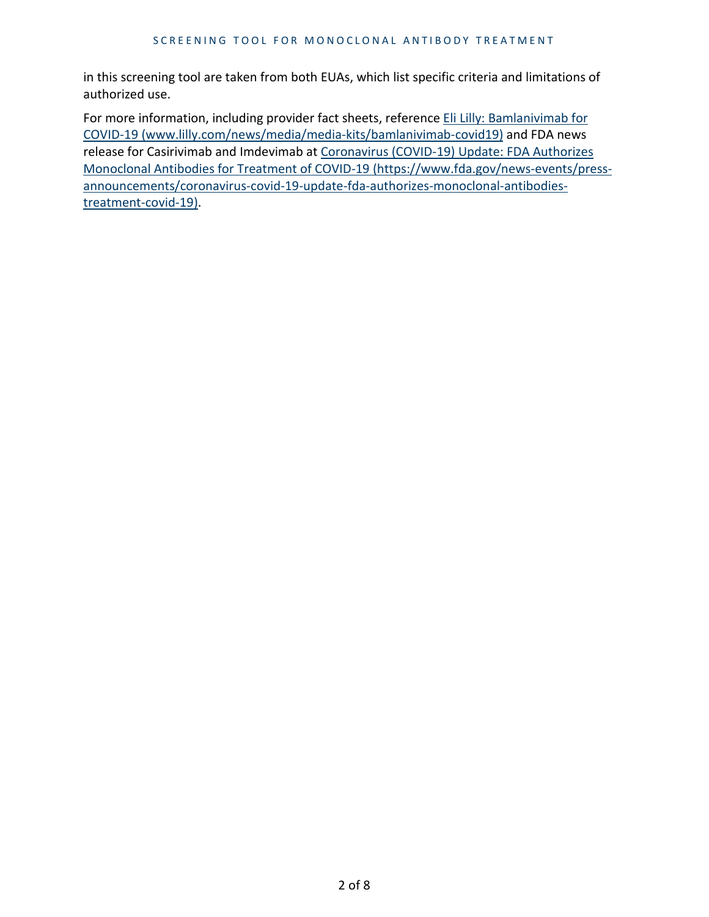in this screening tool are taken from both EUAs, which list specific criteria and limitations of authorized use.

For more information, including provider fact sheets, reference [Eli Lilly: Bamlanivimab for COVID-19 (www.lilly.com/news/media/media-kits/bamlanivimab-covid19)](www.lilly.com/news/media/media-kits/bamlanivimab-covid19) and FDA news release for Casirivimab and Imdevimab at [Coronavirus (COVID-19) Update: FDA Authorizes Monoclonal Antibodies for Treatment of COVID-19 (https://www.fda.gov/news-events/press-announcements/coronavirus-covid-19-update-fda-authorizes-monoclonal-antibodies-treatment-covid-19)](https://www.fda.gov/news-events/press-announcements/coronavirus-covid-19-update-fda-authorizes-monoclonal-antibodies-treatment-covid-19).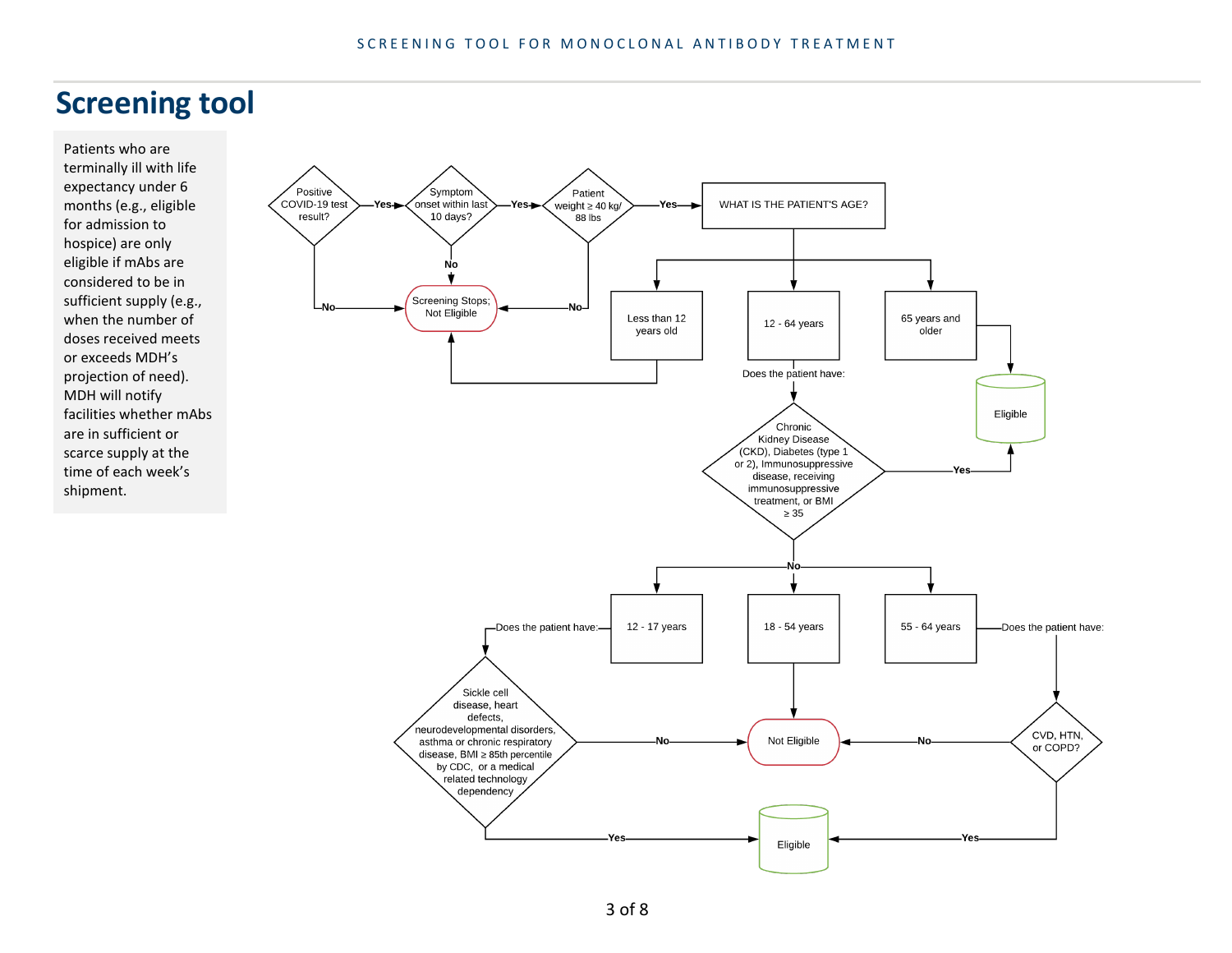# Screening tool

Patients who are terminally ill with life expectancy under 6 months (e.g., eligible for admission to hospice) are only eligible if mAbs are considered to be in sufficient supply (e.g., when the number of doses received meets or exceeds MDH's projection of need). MDH will notify facilities whether mAbs are in sufficient or scarce supply at the time of each week's shipment.

Positive COVID-19 test result?

- No → Screening Stops; Not Eligible
- Yes → Symptom onset within last 10 days?
  - No → Screening Stops; Not Eligible
  - Yes → Patient weight ≥ 40 kg/ 88 lbs
    - No → Screening Stops; Not Eligible
    - Yes → WHAT IS THE PATIENT'S AGE?
      - Less than 12 years old → Screening Stops; Not Eligible
      - 65 years and older → Eligible
      - 12 - 64 years → Does the patient have: Chronic Kidney Disease (CKD), Diabetes (type 1 or 2), Immunosuppressive disease, receiving immunosuppressive treatment, or BMI ≥ 35
        - Yes → Eligible
        - No →
          - 12 - 17 years → Does the patient have: Sickle cell disease, heart defects, neurodevelopmental disorders, asthma or chronic respiratory disease, BMI ≥ 85th percentile by CDC, or a medical related technology dependency
            - Yes → Eligible
            - No → Not Eligible
          - 18 - 54 years → Not Eligible
          - 55 - 64 years → Does the patient have: CVD, HTN, or COPD?
            - Yes → Eligible
            - No → Not Eligible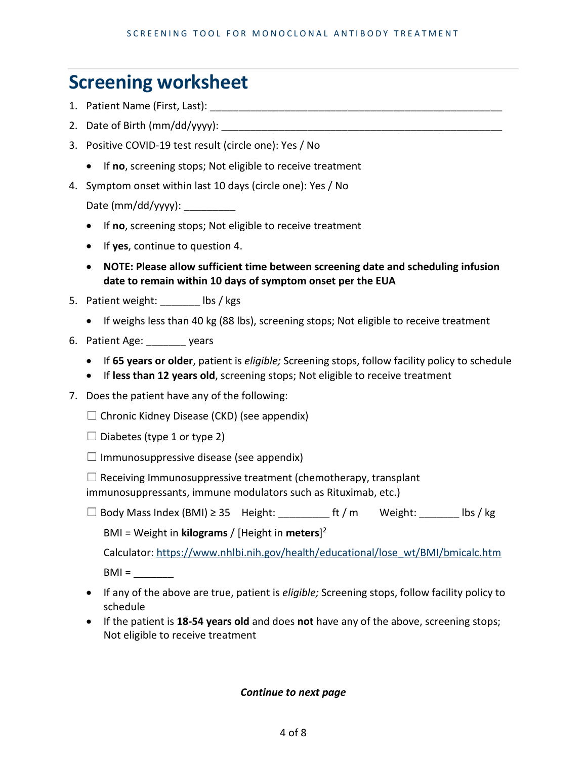# Screening worksheet

1. Patient Name (First, Last): ____________________________________________________
2. Date of Birth (mm/dd/yyyy): __________________________________________________
3. Positive COVID-19 test result (circle one): Yes / No
   - If **no**, screening stops; Not eligible to receive treatment
4. Symptom onset within last 10 days (circle one): Yes / No

   Date (mm/dd/yyyy): _________

   - If **no**, screening stops; Not eligible to receive treatment
   - If **yes**, continue to question 4.
   - **NOTE: Please allow sufficient time between screening date and scheduling infusion date to remain within 10 days of symptom onset per the EUA**
5. Patient weight: _______ lbs / kgs
   - If weighs less than 40 kg (88 lbs), screening stops; Not eligible to receive treatment
6. Patient Age: _______ years
   - If **65 years or older**, patient is *eligible;* Screening stops, follow facility policy to schedule
   - If **less than 12 years old**, screening stops; Not eligible to receive treatment
7. Does the patient have any of the following:

   ☐ Chronic Kidney Disease (CKD) (see appendix)

   ☐ Diabetes (type 1 or type 2)

   ☐ Immunosuppressive disease (see appendix)

   ☐ Receiving Immunosuppressive treatment (chemotherapy, transplant immunosuppressants, immune modulators such as Rituximab, etc.)

   ☐ Body Mass Index (BMI) ≥ 35 Height: _________ ft / m Weight: _______ lbs / kg

   BMI = Weight in **kilograms** / [Height in **meters**]$^2$

   Calculator: https://www.nhlbi.nih.gov/health/educational/lose_wt/BMI/bmicalc.htm

   BMI = _______

   - If any of the above are true, patient is *eligible;* Screening stops, follow facility policy to schedule
   - If the patient is **18-54 years old** and does **not** have any of the above, screening stops; Not eligible to receive treatment

***Continue to next page***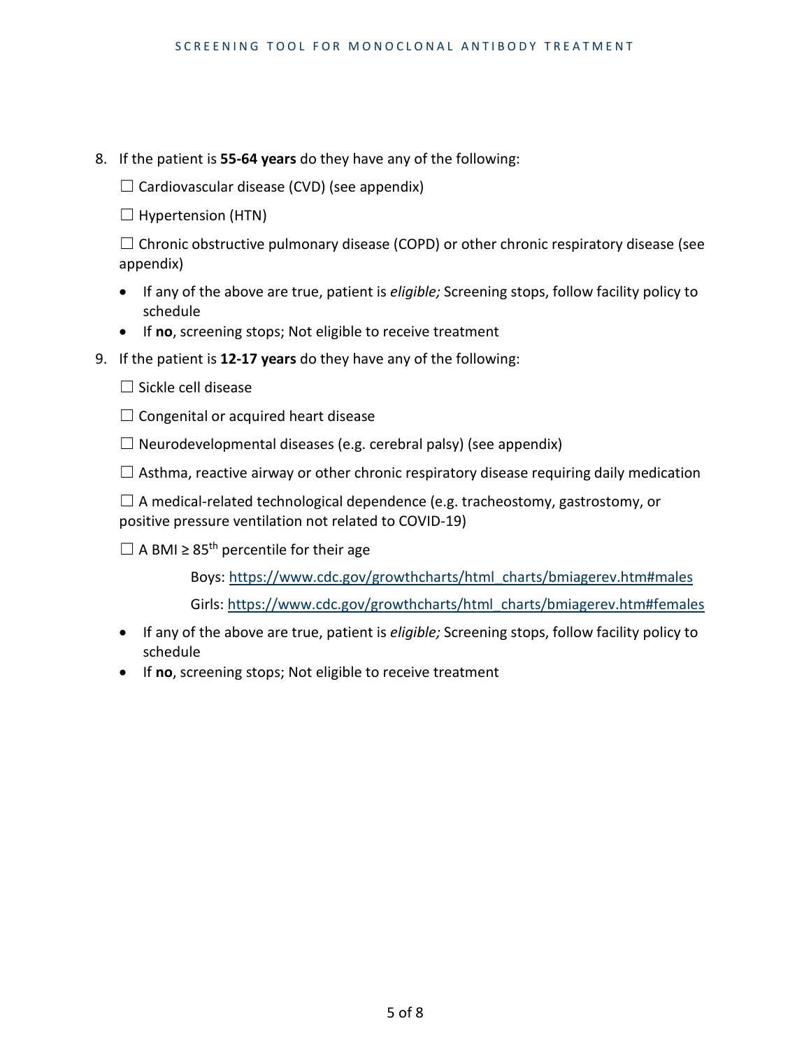8. If the patient is **55-64 years** do they have any of the following:

   ☐ Cardiovascular disease (CVD) (see appendix)

   ☐ Hypertension (HTN)

   ☐ Chronic obstructive pulmonary disease (COPD) or other chronic respiratory disease (see appendix)

   - If any of the above are true, patient is *eligible;* Screening stops, follow facility policy to schedule
   - If **no**, screening stops; Not eligible to receive treatment

9. If the patient is **12-17 years** do they have any of the following:

   ☐ Sickle cell disease

   ☐ Congenital or acquired heart disease

   ☐ Neurodevelopmental diseases (e.g. cerebral palsy) (see appendix)

   ☐ Asthma, reactive airway or other chronic respiratory disease requiring daily medication

   ☐ A medical-related technological dependence (e.g. tracheostomy, gastrostomy, or positive pressure ventilation not related to COVID-19)

   ☐ A BMI ≥ $85^{th}$ percentile for their age

   Boys: https://www.cdc.gov/growthcharts/html_charts/bmiagerev.htm#males

   Girls: https://www.cdc.gov/growthcharts/html_charts/bmiagerev.htm#females

   - If any of the above are true, patient is *eligible;* Screening stops, follow facility policy to schedule
   - If **no**, screening stops; Not eligible to receive treatment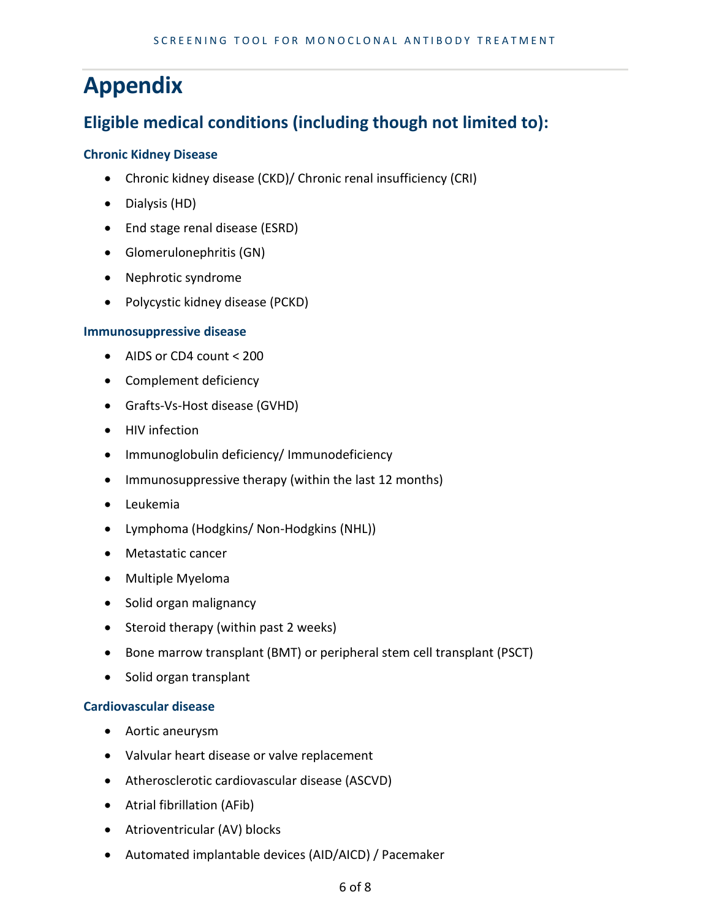# Appendix

## Eligible medical conditions (including though not limited to):

### Chronic Kidney Disease

- Chronic kidney disease (CKD)/ Chronic renal insufficiency (CRI)
- Dialysis (HD)
- End stage renal disease (ESRD)
- Glomerulonephritis (GN)
- Nephrotic syndrome
- Polycystic kidney disease (PCKD)

### Immunosuppressive disease

- AIDS or CD4 count < 200
- Complement deficiency
- Grafts-Vs-Host disease (GVHD)
- HIV infection
- Immunoglobulin deficiency/ Immunodeficiency
- Immunosuppressive therapy (within the last 12 months)
- Leukemia
- Lymphoma (Hodgkins/ Non-Hodgkins (NHL))
- Metastatic cancer
- Multiple Myeloma
- Solid organ malignancy
- Steroid therapy (within past 2 weeks)
- Bone marrow transplant (BMT) or peripheral stem cell transplant (PSCT)
- Solid organ transplant

### Cardiovascular disease

- Aortic aneurysm
- Valvular heart disease or valve replacement
- Atherosclerotic cardiovascular disease (ASCVD)
- Atrial fibrillation (AFib)
- Atrioventricular (AV) blocks
- Automated implantable devices (AID/AICD) / Pacemaker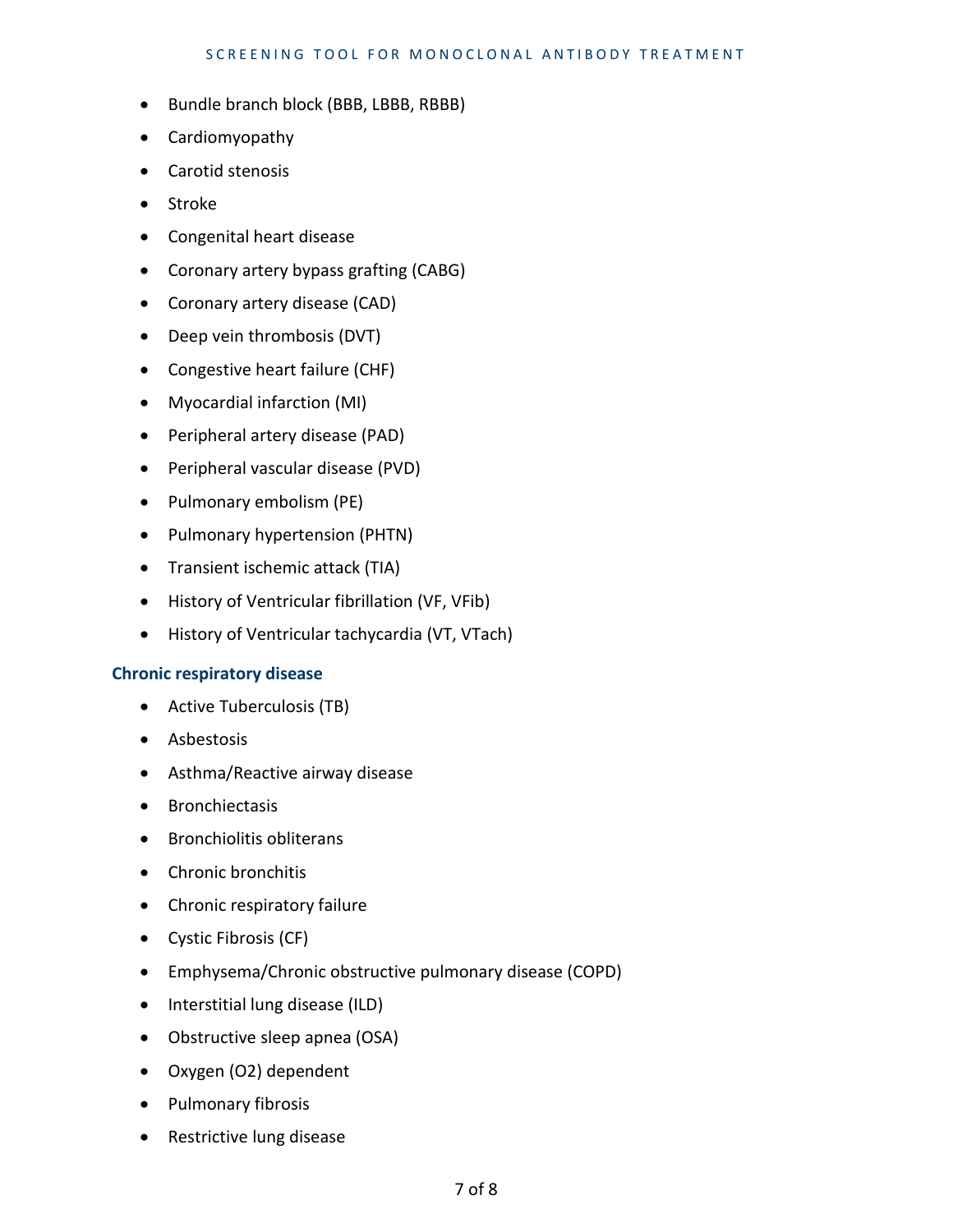- Bundle branch block (BBB, LBBB, RBBB)
- Cardiomyopathy
- Carotid stenosis
- Stroke
- Congenital heart disease
- Coronary artery bypass grafting (CABG)
- Coronary artery disease (CAD)
- Deep vein thrombosis (DVT)
- Congestive heart failure (CHF)
- Myocardial infarction (MI)
- Peripheral artery disease (PAD)
- Peripheral vascular disease (PVD)
- Pulmonary embolism (PE)
- Pulmonary hypertension (PHTN)
- Transient ischemic attack (TIA)
- History of Ventricular fibrillation (VF, VFib)
- History of Ventricular tachycardia (VT, VTach)

### Chronic respiratory disease

- Active Tuberculosis (TB)
- Asbestosis
- Asthma/Reactive airway disease
- Bronchiectasis
- Bronchiolitis obliterans
- Chronic bronchitis
- Chronic respiratory failure
- Cystic Fibrosis (CF)
- Emphysema/Chronic obstructive pulmonary disease (COPD)
- Interstitial lung disease (ILD)
- Obstructive sleep apnea (OSA)
- Oxygen (O2) dependent
- Pulmonary fibrosis
- Restrictive lung disease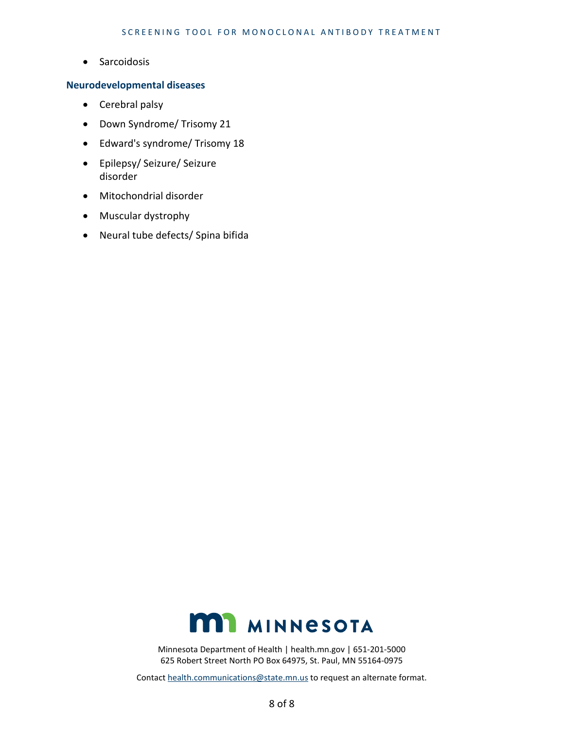- Sarcoidosis

### Neurodevelopmental diseases

- Cerebral palsy
- Down Syndrome/ Trisomy 21
- Edward's syndrome/ Trisomy 18
- Epilepsy/ Seizure/ Seizure disorder
- Mitochondrial disorder
- Muscular dystrophy
- Neural tube defects/ Spina bifida

MINNESOTA

Minnesota Department of Health | health.mn.gov | 651-201-5000
625 Robert Street North PO Box 64975, St. Paul, MN 55164-0975

Contact health.communications@state.mn.us to request an alternate format.